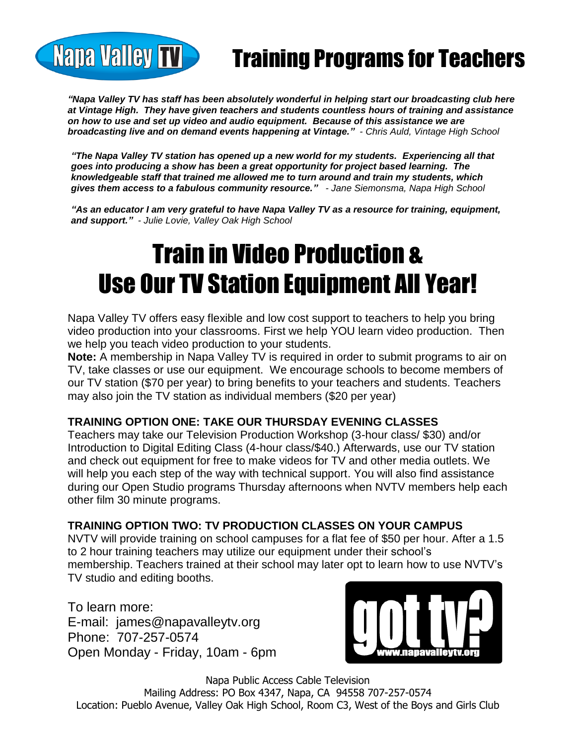# Napa Valley TV — Training Programs for Teachers

***"Napa Valley TV has staff has been absolutely wonderful in helping start our broadcasting club here at Vintage High. They have given teachers and students countless hours of training and assistance on how to use and set up video and audio equipment. Because of this assistance we are broadcasting live and on demand events happening at Vintage."*** *- Chris Auld, Vintage High School*

***"The Napa Valley TV station has opened up a new world for my students. Experiencing all that goes into producing a show has been a great opportunity for project based learning. The knowledgeable staff that trained me allowed me to turn around and train my students, which gives them access to a fabulous community resource."*** *- Jane Siemonsma, Napa High School*

***"As an educator I am very grateful to have Napa Valley TV as a resource for training, equipment, and support."*** *- Julie Lovie, Valley Oak High School*

# Train in Video Production & Use Our TV Station Equipment All Year!

Napa Valley TV offers easy flexible and low cost support to teachers to help you bring video production into your classrooms. First we help YOU learn video production. Then we help you teach video production to your students.

**Note:** A membership in Napa Valley TV is required in order to submit programs to air on TV, take classes or use our equipment. We encourage schools to become members of our TV station ($70 per year) to bring benefits to your teachers and students. Teachers may also join the TV station as individual members ($20 per year)

**TRAINING OPTION ONE: TAKE OUR THURSDAY EVENING CLASSES**

Teachers may take our Television Production Workshop (3-hour class/ $30) and/or Introduction to Digital Editing Class (4-hour class/$40.) Afterwards, use our TV station and check out equipment for free to make videos for TV and other media outlets. We will help you each step of the way with technical support. You will also find assistance during our Open Studio programs Thursday afternoons when NVTV members help each other film 30 minute programs.

**TRAINING OPTION TWO: TV PRODUCTION CLASSES ON YOUR CAMPUS**

NVTV will provide training on school campuses for a flat fee of $50 per hour. After a 1.5 to 2 hour training teachers may utilize our equipment under their school's membership. Teachers trained at their school may later opt to learn how to use NVTV's TV studio and editing booths.

To learn more:
E-mail: james@napavalleytv.org
Phone: 707-257-0574
Open Monday - Friday, 10am - 6pm

got tv? www.napavalleytv.org

Napa Public Access Cable Television
Mailing Address: PO Box 4347, Napa, CA 94558 707-257-0574
Location: Pueblo Avenue, Valley Oak High School, Room C3, West of the Boys and Girls Club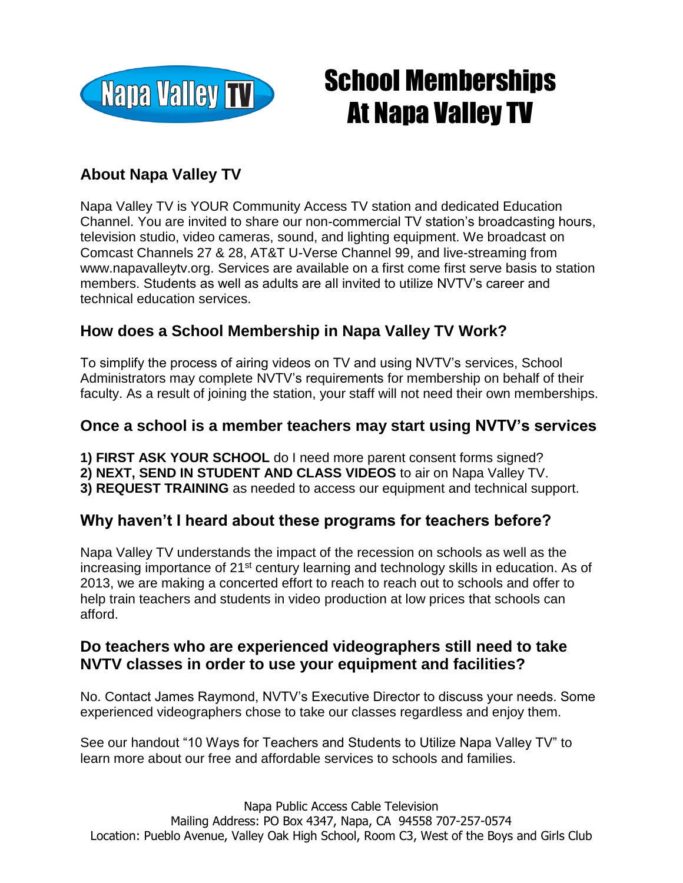Napa Valley TV

# School Memberships At Napa Valley TV

## About Napa Valley TV

Napa Valley TV is YOUR Community Access TV station and dedicated Education Channel. You are invited to share our non-commercial TV station's broadcasting hours, television studio, video cameras, sound, and lighting equipment. We broadcast on Comcast Channels 27 & 28, AT&T U-Verse Channel 99, and live-streaming from www.napavalleytv.org. Services are available on a first come first serve basis to station members. Students as well as adults are all invited to utilize NVTV's career and technical education services.

## How does a School Membership in Napa Valley TV Work?

To simplify the process of airing videos on TV and using NVTV's services, School Administrators may complete NVTV's requirements for membership on behalf of their faculty. As a result of joining the station, your staff will not need their own memberships.

## Once a school is a member teachers may start using NVTV's services

**1) FIRST ASK YOUR SCHOOL** do I need more parent consent forms signed?
**2) NEXT, SEND IN STUDENT AND CLASS VIDEOS** to air on Napa Valley TV.
**3) REQUEST TRAINING** as needed to access our equipment and technical support.

## Why haven't I heard about these programs for teachers before?

Napa Valley TV understands the impact of the recession on schools as well as the increasing importance of 21st century learning and technology skills in education. As of 2013, we are making a concerted effort to reach to reach out to schools and offer to help train teachers and students in video production at low prices that schools can afford.

## Do teachers who are experienced videographers still need to take NVTV classes in order to use your equipment and facilities?

No. Contact James Raymond, NVTV's Executive Director to discuss your needs. Some experienced videographers chose to take our classes regardless and enjoy them.

See our handout "10 Ways for Teachers and Students to Utilize Napa Valley TV" to learn more about our free and affordable services to schools and families.

Napa Public Access Cable Television
Mailing Address: PO Box 4347, Napa, CA 94558 707-257-0574
Location: Pueblo Avenue, Valley Oak High School, Room C3, West of the Boys and Girls Club